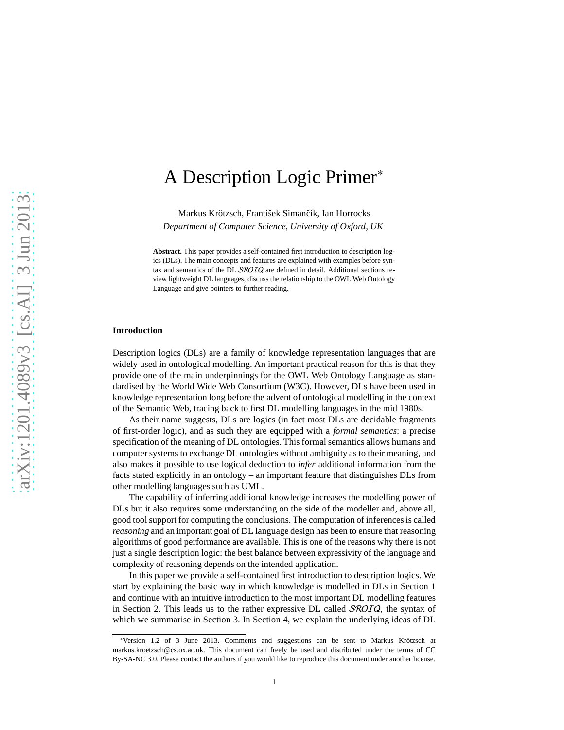# A Description Logic Primer*

Markus Krötzsch, František Simančík, Ian Horrocks
*Department of Computer Science, University of Oxford, UK*

**Abstract.** This paper provides a self-contained first introduction to description logics (DLs). The main concepts and features are explained with examples before syntax and semantics of the DL $\mathcal{SROIQ}$ are defined in detail. Additional sections review lightweight DL languages, discuss the relationship to the OWL Web Ontology Language and give pointers to further reading.

## Introduction

Description logics (DLs) are a family of knowledge representation languages that are widely used in ontological modelling. An important practical reason for this is that they provide one of the main underpinnings for the OWL Web Ontology Language as standardised by the World Wide Web Consortium (W3C). However, DLs have been used in knowledge representation long before the advent of ontological modelling in the context of the Semantic Web, tracing back to first DL modelling languages in the mid 1980s.

As their name suggests, DLs are logics (in fact most DLs are decidable fragments of first-order logic), and as such they are equipped with a *formal semantics*: a precise specification of the meaning of DL ontologies. This formal semantics allows humans and computer systems to exchange DL ontologies without ambiguity as to their meaning, and also makes it possible to use logical deduction to *infer* additional information from the facts stated explicitly in an ontology – an important feature that distinguishes DLs from other modelling languages such as UML.

The capability of inferring additional knowledge increases the modelling power of DLs but it also requires some understanding on the side of the modeller and, above all, good tool support for computing the conclusions. The computation of inferences is called *reasoning* and an important goal of DL language design has been to ensure that reasoning algorithms of good performance are available. This is one of the reasons why there is not just a single description logic: the best balance between expressivity of the language and complexity of reasoning depends on the intended application.

In this paper we provide a self-contained first introduction to description logics. We start by explaining the basic way in which knowledge is modelled in DLs in Section 1 and continue with an intuitive introduction to the most important DL modelling features in Section 2. This leads us to the rather expressive DL called $\mathcal{SROIQ}$, the syntax of which we summarise in Section 3. In Section 4, we explain the underlying ideas of DL

*Version 1.2 of 3 June 2013. Comments and suggestions can be sent to Markus Krötzsch at markus.kroetzsch@cs.ox.ac.uk. This document can freely be used and distributed under the terms of CC By-SA-NC 3.0. Please contact the authors if you would like to reproduce this document under another license.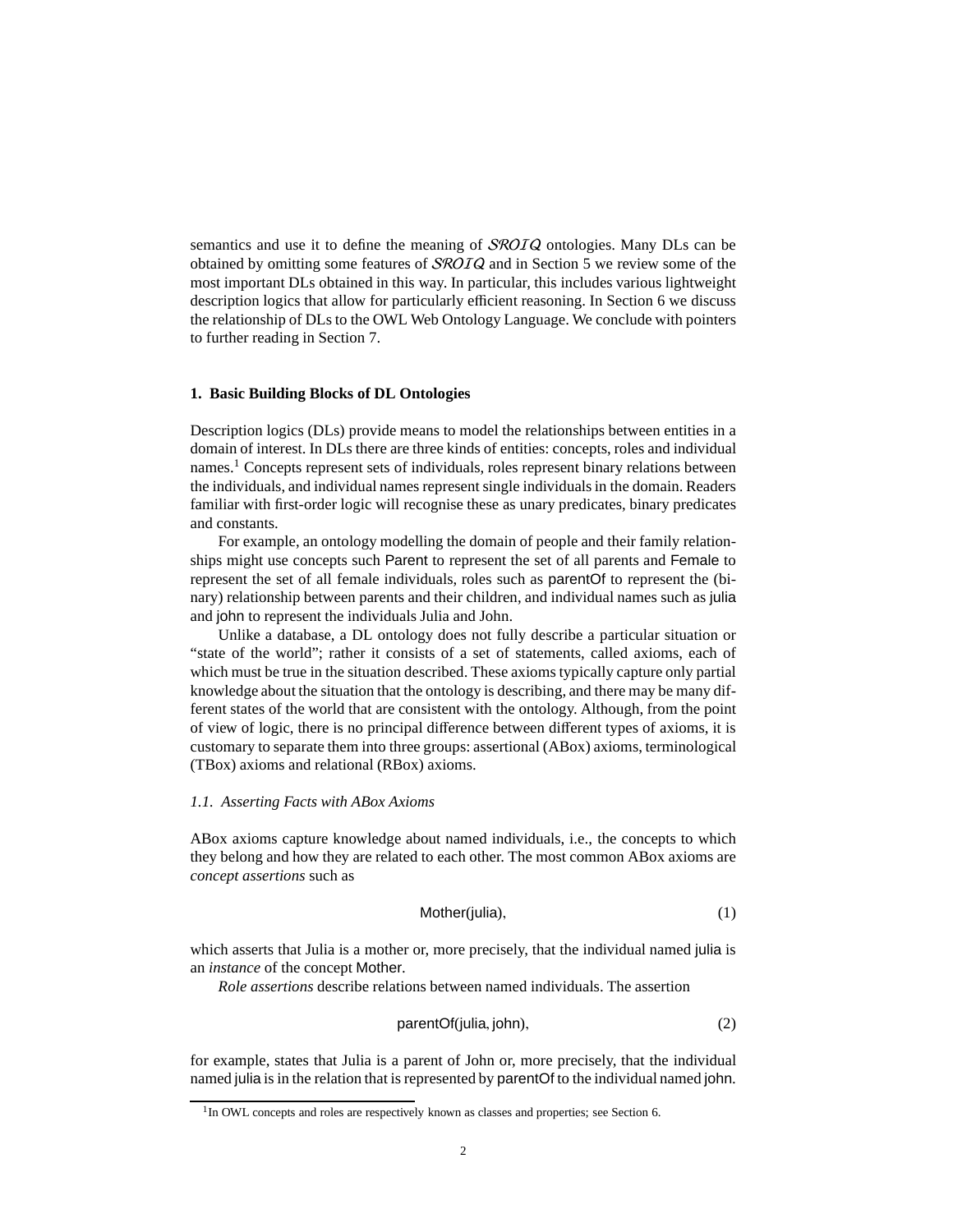semantics and use it to define the meaning of $\mathcal{SROIQ}$ ontologies. Many DLs can be obtained by omitting some features of $\mathcal{SROIQ}$ and in Section 5 we review some of the most important DLs obtained in this way. In particular, this includes various lightweight description logics that allow for particularly efficient reasoning. In Section 6 we discuss the relationship of DLs to the OWL Web Ontology Language. We conclude with pointers to further reading in Section 7.

## 1. Basic Building Blocks of DL Ontologies

Description logics (DLs) provide means to model the relationships between entities in a domain of interest. In DLs there are three kinds of entities: concepts, roles and individual names.[1] Concepts represent sets of individuals, roles represent binary relations between the individuals, and individual names represent single individuals in the domain. Readers familiar with first-order logic will recognise these as unary predicates, binary predicates and constants.

For example, an ontology modelling the domain of people and their family relationships might use concepts such Parent to represent the set of all parents and Female to represent the set of all female individuals, roles such as parentOf to represent the (binary) relationship between parents and their children, and individual names such as julia and john to represent the individuals Julia and John.

Unlike a database, a DL ontology does not fully describe a particular situation or "state of the world"; rather it consists of a set of statements, called axioms, each of which must be true in the situation described. These axioms typically capture only partial knowledge about the situation that the ontology is describing, and there may be many different states of the world that are consistent with the ontology. Although, from the point of view of logic, there is no principal difference between different types of axioms, it is customary to separate them into three groups: assertional (ABox) axioms, terminological (TBox) axioms and relational (RBox) axioms.

### 1.1. Asserting Facts with ABox Axioms

ABox axioms capture knowledge about named individuals, i.e., the concepts to which they belong and how they are related to each other. The most common ABox axioms are *concept assertions* such as

$$\mathsf{Mother}(\mathsf{julia}), \tag{1}$$

which asserts that Julia is a mother or, more precisely, that the individual named julia is an *instance* of the concept Mother.

*Role assertions* describe relations between named individuals. The assertion

$$\mathsf{parentOf}(\mathsf{julia}, \mathsf{john}), \tag{2}$$

for example, states that Julia is a parent of John or, more precisely, that the individual named julia is in the relation that is represented by parentOf to the individual named john.

[1] In OWL concepts and roles are respectively known as classes and properties; see Section 6.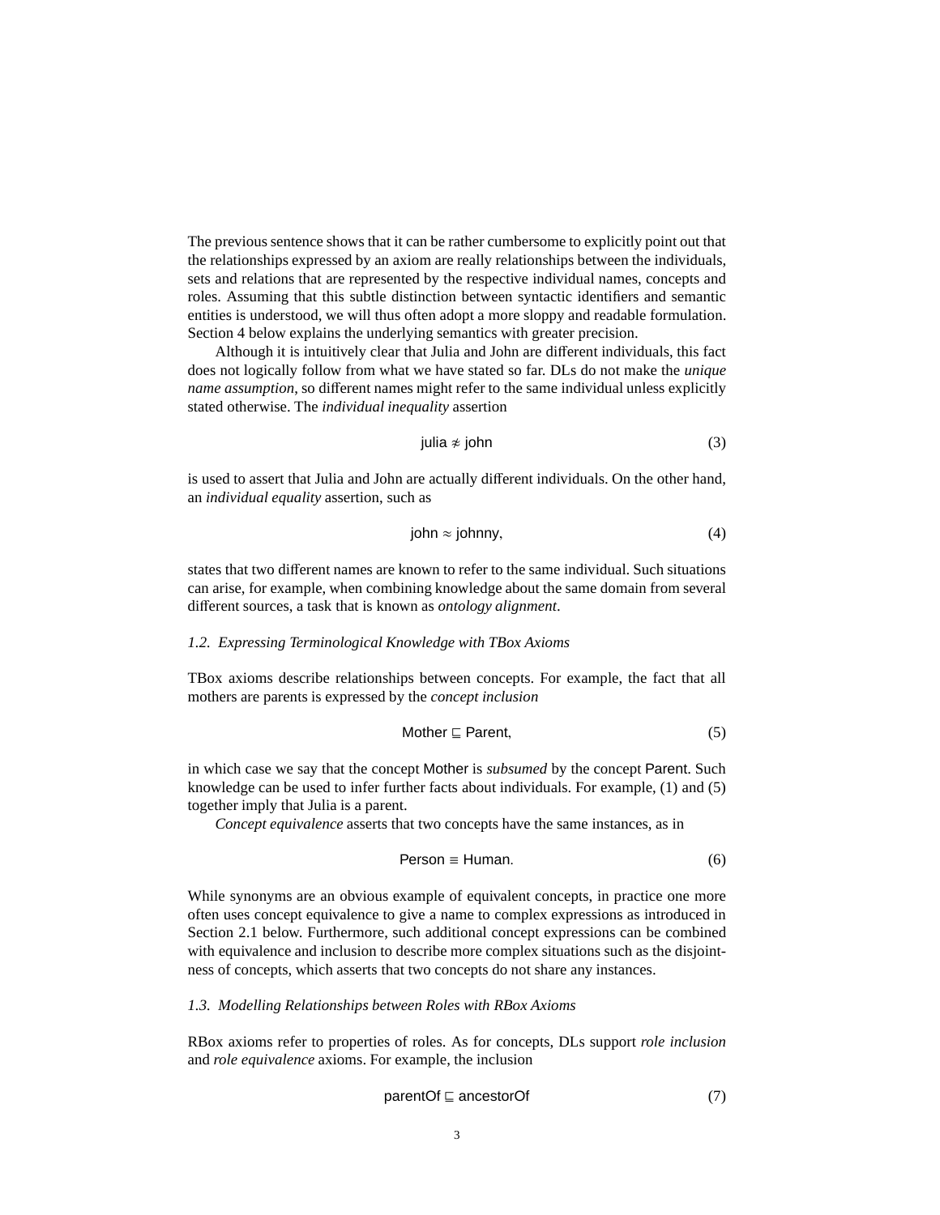The previous sentence shows that it can be rather cumbersome to explicitly point out that the relationships expressed by an axiom are really relationships between the individuals, sets and relations that are represented by the respective individual names, concepts and roles. Assuming that this subtle distinction between syntactic identifiers and semantic entities is understood, we will thus often adopt a more sloppy and readable formulation. Section 4 below explains the underlying semantics with greater precision.

Although it is intuitively clear that Julia and John are different individuals, this fact does not logically follow from what we have stated so far. DLs do not make the *unique name assumption*, so different names might refer to the same individual unless explicitly stated otherwise. The *individual inequality* assertion

$$\mathsf{julia} \not\approx \mathsf{john} \tag{3}$$

is used to assert that Julia and John are actually different individuals. On the other hand, an *individual equality* assertion, such as

$$\mathsf{john} \approx \mathsf{johnny}, \tag{4}$$

states that two different names are known to refer to the same individual. Such situations can arise, for example, when combining knowledge about the same domain from several different sources, a task that is known as *ontology alignment*.

### *1.2. Expressing Terminological Knowledge with TBox Axioms*

TBox axioms describe relationships between concepts. For example, the fact that all mothers are parents is expressed by the *concept inclusion*

$$\mathsf{Mother} \sqsubseteq \mathsf{Parent}, \tag{5}$$

in which case we say that the concept Mother is *subsumed* by the concept Parent. Such knowledge can be used to infer further facts about individuals. For example, (1) and (5) together imply that Julia is a parent.

*Concept equivalence* asserts that two concepts have the same instances, as in

$$\mathsf{Person} \equiv \mathsf{Human}. \tag{6}$$

While synonyms are an obvious example of equivalent concepts, in practice one more often uses concept equivalence to give a name to complex expressions as introduced in Section 2.1 below. Furthermore, such additional concept expressions can be combined with equivalence and inclusion to describe more complex situations such as the disjointness of concepts, which asserts that two concepts do not share any instances.

### *1.3. Modelling Relationships between Roles with RBox Axioms*

RBox axioms refer to properties of roles. As for concepts, DLs support *role inclusion* and *role equivalence* axioms. For example, the inclusion

$$\mathsf{parentOf} \sqsubseteq \mathsf{ancestorOf} \tag{7}$$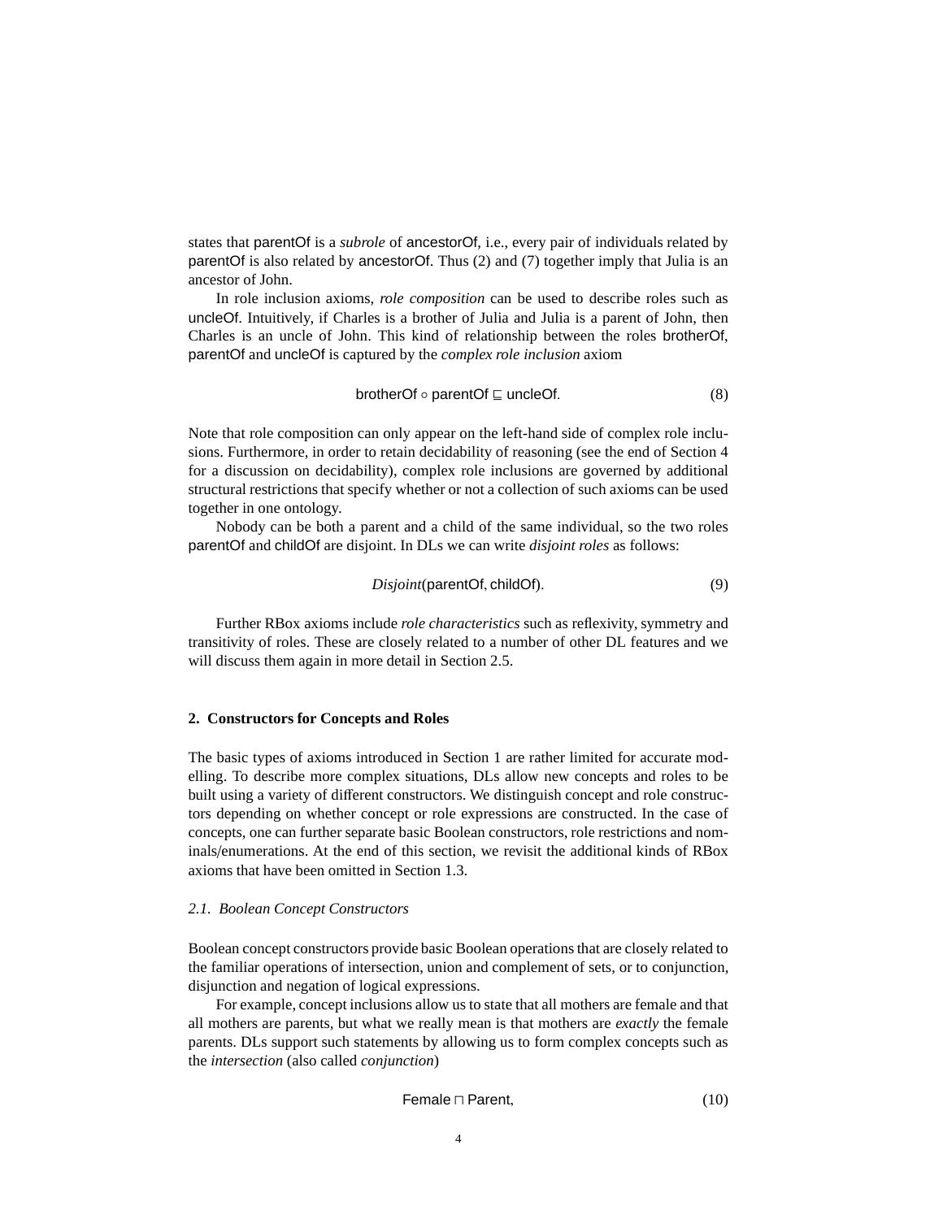states that parentOf is a *subrole* of ancestorOf, i.e., every pair of individuals related by parentOf is also related by ancestorOf. Thus (2) and (7) together imply that Julia is an ancestor of John.

In role inclusion axioms, *role composition* can be used to describe roles such as uncleOf. Intuitively, if Charles is a brother of Julia and Julia is a parent of John, then Charles is an uncle of John. This kind of relationship between the roles brotherOf, parentOf and uncleOf is captured by the *complex role inclusion* axiom

$$\mathsf{brotherOf} \circ \mathsf{parentOf} \sqsubseteq \mathsf{uncleOf}. \tag{8}$$

Note that role composition can only appear on the left-hand side of complex role inclusions. Furthermore, in order to retain decidability of reasoning (see the end of Section 4 for a discussion on decidability), complex role inclusions are governed by additional structural restrictions that specify whether or not a collection of such axioms can be used together in one ontology.

Nobody can be both a parent and a child of the same individual, so the two roles parentOf and childOf are disjoint. In DLs we can write *disjoint roles* as follows:

$$\mathit{Disjoint}(\mathsf{parentOf}, \mathsf{childOf}). \tag{9}$$

Further RBox axioms include *role characteristics* such as reflexivity, symmetry and transitivity of roles. These are closely related to a number of other DL features and we will discuss them again in more detail in Section 2.5.

## 2. Constructors for Concepts and Roles

The basic types of axioms introduced in Section 1 are rather limited for accurate modelling. To describe more complex situations, DLs allow new concepts and roles to be built using a variety of different constructors. We distinguish concept and role constructors depending on whether concept or role expressions are constructed. In the case of concepts, one can further separate basic Boolean constructors, role restrictions and nominals/enumerations. At the end of this section, we revisit the additional kinds of RBox axioms that have been omitted in Section 1.3.

### *2.1. Boolean Concept Constructors*

Boolean concept constructors provide basic Boolean operations that are closely related to the familiar operations of intersection, union and complement of sets, or to conjunction, disjunction and negation of logical expressions.

For example, concept inclusions allow us to state that all mothers are female and that all mothers are parents, but what we really mean is that mothers are *exactly* the female parents. DLs support such statements by allowing us to form complex concepts such as the *intersection* (also called *conjunction*)

$$\mathsf{Female} \sqcap \mathsf{Parent}, \tag{10}$$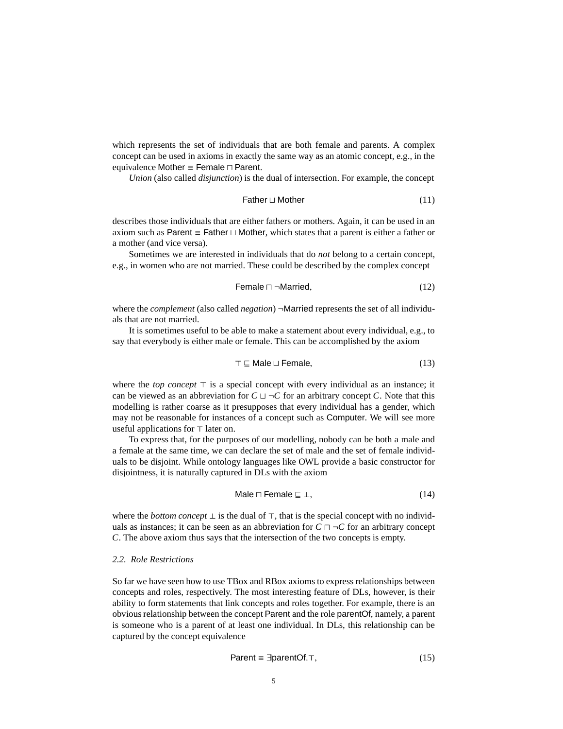which represents the set of individuals that are both female and parents. A complex concept can be used in axioms in exactly the same way as an atomic concept, e.g., in the equivalence $\mathsf{Mother} \equiv \mathsf{Female} \sqcap \mathsf{Parent}$.

*Union* (also called *disjunction*) is the dual of intersection. For example, the concept

$$\mathsf{Father} \sqcup \mathsf{Mother} \tag{11}$$

describes those individuals that are either fathers or mothers. Again, it can be used in an axiom such as $\mathsf{Parent} \equiv \mathsf{Father} \sqcup \mathsf{Mother}$, which states that a parent is either a father or a mother (and vice versa).

Sometimes we are interested in individuals that do *not* belong to a certain concept, e.g., in women who are not married. These could be described by the complex concept

$$\mathsf{Female} \sqcap \neg\mathsf{Married}, \tag{12}$$

where the *complement* (also called *negation*) $\neg\mathsf{Married}$ represents the set of all individuals that are not married.

It is sometimes useful to be able to make a statement about every individual, e.g., to say that everybody is either male or female. This can be accomplished by the axiom

$$\top \sqsubseteq \mathsf{Male} \sqcup \mathsf{Female}, \tag{13}$$

where the *top concept* $\top$ is a special concept with every individual as an instance; it can be viewed as an abbreviation for $C \sqcup \neg C$ for an arbitrary concept $C$. Note that this modelling is rather coarse as it presupposes that every individual has a gender, which may not be reasonable for instances of a concept such as $\mathsf{Computer}$. We will see more useful applications for $\top$ later on.

To express that, for the purposes of our modelling, nobody can be both a male and a female at the same time, we can declare the set of male and the set of female individuals to be disjoint. While ontology languages like OWL provide a basic constructor for disjointness, it is naturally captured in DLs with the axiom

$$\mathsf{Male} \sqcap \mathsf{Female} \sqsubseteq \bot, \tag{14}$$

where the *bottom concept* $\bot$ is the dual of $\top$, that is the special concept with no individuals as instances; it can be seen as an abbreviation for $C \sqcap \neg C$ for an arbitrary concept $C$. The above axiom thus says that the intersection of the two concepts is empty.

### 2.2. Role Restrictions

So far we have seen how to use TBox and RBox axioms to express relationships between concepts and roles, respectively. The most interesting feature of DLs, however, is their ability to form statements that link concepts and roles together. For example, there is an obvious relationship between the concept $\mathsf{Parent}$ and the role $\mathsf{parentOf}$, namely, a parent is someone who is a parent of at least one individual. In DLs, this relationship can be captured by the concept equivalence

$$\mathsf{Parent} \equiv \exists \mathsf{parentOf}.\top, \tag{15}$$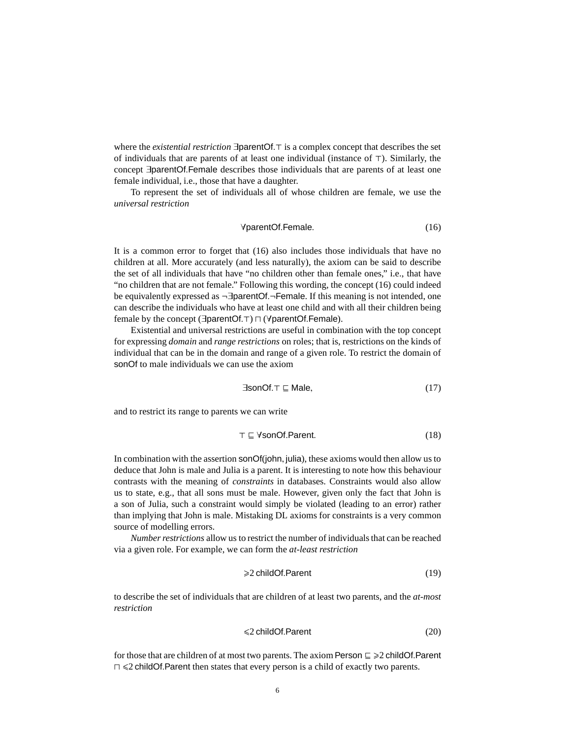where the *existential restriction* $\exists \mathsf{parentOf}.\top$ is a complex concept that describes the set of individuals that are parents of at least one individual (instance of $\top$). Similarly, the concept $\exists \mathsf{parentOf}.\mathsf{Female}$ describes those individuals that are parents of at least one female individual, i.e., those that have a daughter.

To represent the set of individuals all of whose children are female, we use the *universal restriction*

$$\forall \mathsf{parentOf}.\mathsf{Female}. \tag{16}$$

It is a common error to forget that (16) also includes those individuals that have no children at all. More accurately (and less naturally), the axiom can be said to describe the set of all individuals that have "no children other than female ones," i.e., that have "no children that are not female." Following this wording, the concept (16) could indeed be equivalently expressed as $\neg\exists \mathsf{parentOf}.\neg\mathsf{Female}$. If this meaning is not intended, one can describe the individuals who have at least one child and with all their children being female by the concept $(\exists \mathsf{parentOf}.\top) \sqcap (\forall \mathsf{parentOf}.\mathsf{Female})$.

Existential and universal restrictions are useful in combination with the top concept for expressing *domain* and *range restrictions* on roles; that is, restrictions on the kinds of individual that can be in the domain and range of a given role. To restrict the domain of sonOf to male individuals we can use the axiom

$$\exists \mathsf{sonOf}.\top \sqsubseteq \mathsf{Male}, \tag{17}$$

and to restrict its range to parents we can write

$$\top \sqsubseteq \forall \mathsf{sonOf}.\mathsf{Parent}. \tag{18}$$

In combination with the assertion $\mathsf{sonOf}(\mathsf{john}, \mathsf{julia})$, these axioms would then allow us to deduce that John is male and Julia is a parent. It is interesting to note how this behaviour contrasts with the meaning of *constraints* in databases. Constraints would also allow us to state, e.g., that all sons must be male. However, given only the fact that John is a son of Julia, such a constraint would simply be violated (leading to an error) rather than implying that John is male. Mistaking DL axioms for constraints is a very common source of modelling errors.

*Number restrictions* allow us to restrict the number of individuals that can be reached via a given role. For example, we can form the *at-least restriction*

$$\geqslant 2\, \mathsf{childOf}.\mathsf{Parent} \tag{19}$$

to describe the set of individuals that are children of at least two parents, and the *at-most restriction*

$$\leqslant 2\, \mathsf{childOf}.\mathsf{Parent} \tag{20}$$

for those that are children of at most two parents. The axiom $\mathsf{Person} \sqsubseteq\, \geqslant 2\, \mathsf{childOf}.\mathsf{Parent} \sqcap \leqslant 2\, \mathsf{childOf}.\mathsf{Parent}$ then states that every person is a child of exactly two parents.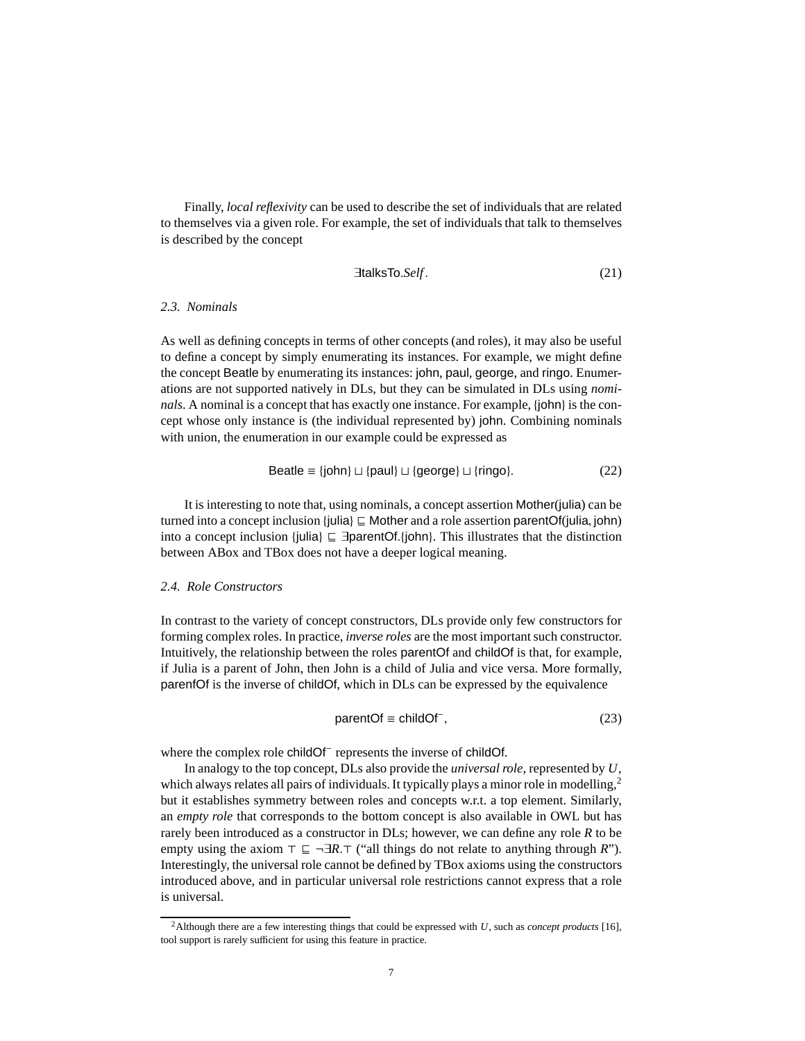Finally, *local reflexivity* can be used to describe the set of individuals that are related to themselves via a given role. For example, the set of individuals that talk to themselves is described by the concept

$$\exists \mathsf{talksTo}.\mathit{Self}. \tag{21}$$

### 2.3. Nominals

As well as defining concepts in terms of other concepts (and roles), it may also be useful to define a concept by simply enumerating its instances. For example, we might define the concept Beatle by enumerating its instances: john, paul, george, and ringo. Enumerations are not supported natively in DLs, but they can be simulated in DLs using *nominals*. A nominal is a concept that has exactly one instance. For example, {john} is the concept whose only instance is (the individual represented by) john. Combining nominals with union, the enumeration in our example could be expressed as

$$\mathsf{Beatle} \equiv \{\mathsf{john}\} \sqcup \{\mathsf{paul}\} \sqcup \{\mathsf{george}\} \sqcup \{\mathsf{ringo}\}. \tag{22}$$

It is interesting to note that, using nominals, a concept assertion Mother(julia) can be turned into a concept inclusion $\{\mathsf{julia}\} \sqsubseteq \mathsf{Mother}$ and a role assertion parentOf(julia, john) into a concept inclusion $\{\mathsf{julia}\} \sqsubseteq \exists \mathsf{parentOf}.\{\mathsf{john}\}$. This illustrates that the distinction between ABox and TBox does not have a deeper logical meaning.

### 2.4. Role Constructors

In contrast to the variety of concept constructors, DLs provide only few constructors for forming complex roles. In practice, *inverse roles* are the most important such constructor. Intuitively, the relationship between the roles parentOf and childOf is that, for example, if Julia is a parent of John, then John is a child of Julia and vice versa. More formally, parenfOf is the inverse of childOf, which in DLs can be expressed by the equivalence

$$\mathsf{parentOf} \equiv \mathsf{childOf}^{-}, \tag{23}$$

where the complex role $\mathsf{childOf}^{-}$ represents the inverse of childOf.

In analogy to the top concept, DLs also provide the *universal role*, represented by $U$, which always relates all pairs of individuals. It typically plays a minor role in modelling,[2] but it establishes symmetry between roles and concepts w.r.t. a top element. Similarly, an *empty role* that corresponds to the bottom concept is also available in OWL but has rarely been introduced as a constructor in DLs; however, we can define any role $R$ to be empty using the axiom $\top \sqsubseteq \neg\exists R.\top$ ("all things do not relate to anything through $R$"). Interestingly, the universal role cannot be defined by TBox axioms using the constructors introduced above, and in particular universal role restrictions cannot express that a role is universal.

[2] Although there are a few interesting things that could be expressed with $U$, such as *concept products* [16], tool support is rarely sufficient for using this feature in practice.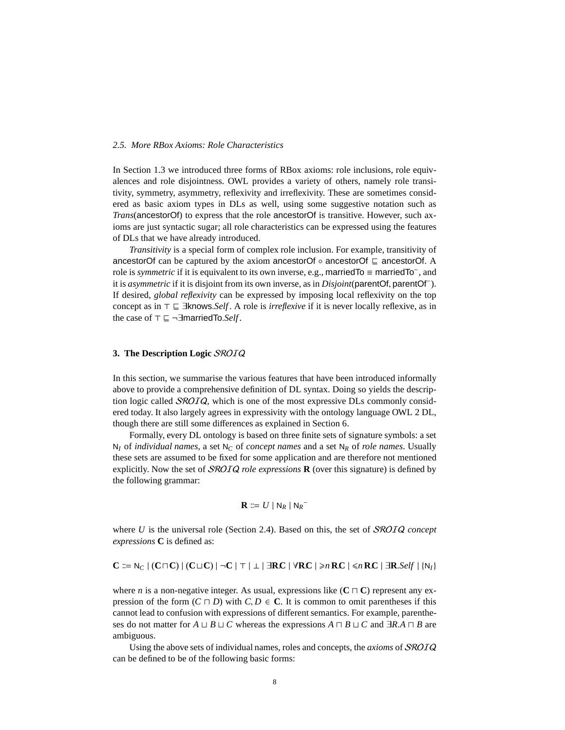*2.5. More RBox Axioms: Role Characteristics*

In Section 1.3 we introduced three forms of RBox axioms: role inclusions, role equivalences and role disjointness. OWL provides a variety of others, namely role transitivity, symmetry, asymmetry, reflexivity and irreflexivity. These are sometimes considered as basic axiom types in DLs as well, using some suggestive notation such as *Trans*(ancestorOf) to express that the role ancestorOf is transitive. However, such axioms are just syntactic sugar; all role characteristics can be expressed using the features of DLs that we have already introduced.

*Transitivity* is a special form of complex role inclusion. For example, transitivity of ancestorOf can be captured by the axiom ancestorOf $\circ$ ancestorOf $\sqsubseteq$ ancestorOf. A role is *symmetric* if it is equivalent to its own inverse, e.g., marriedTo $\equiv$ marriedTo$^-$, and it is *asymmetric* if it is disjoint from its own inverse, as in *Disjoint*(parentOf, parentOf$^-$). If desired, *global reflexivity* can be expressed by imposing local reflexivity on the top concept as in $\top \sqsubseteq \exists$knows.*Self*. A role is *irreflexive* if it is never locally reflexive, as in the case of $\top \sqsubseteq \neg\exists$marriedTo.*Self*.

## 3. The Description Logic $\mathcal{SROIQ}$

In this section, we summarise the various features that have been introduced informally above to provide a comprehensive definition of DL syntax. Doing so yields the description logic called $\mathcal{SROIQ}$, which is one of the most expressive DLs commonly considered today. It also largely agrees in expressivity with the ontology language OWL 2 DL, though there are still some differences as explained in Section 6.

Formally, every DL ontology is based on three finite sets of signature symbols: a set $\mathsf{N}_I$ of *individual names*, a set $\mathsf{N}_C$ of *concept names* and a set $\mathsf{N}_R$ of *role names*. Usually these sets are assumed to be fixed for some application and are therefore not mentioned explicitly. Now the set of $\mathcal{SROIQ}$ *role expressions* $\mathbf{R}$ (over this signature) is defined by the following grammar:

$$\mathbf{R} ::= U \mid \mathsf{N}_R \mid \mathsf{N}_R{}^-$$

where $U$ is the universal role (Section 2.4). Based on this, the set of $\mathcal{SROIQ}$ *concept expressions* $\mathbf{C}$ is defined as:

$$\mathbf{C} ::= \mathsf{N}_C \mid (\mathbf{C} \sqcap \mathbf{C}) \mid (\mathbf{C} \sqcup \mathbf{C}) \mid \neg\mathbf{C} \mid \top \mid \bot \mid \exists\mathbf{R}.\mathbf{C} \mid \forall\mathbf{R}.\mathbf{C} \mid \geqslant n\,\mathbf{R}.\mathbf{C} \mid \leqslant n\,\mathbf{R}.\mathbf{C} \mid \exists\mathbf{R}.\mathit{Self} \mid \{\mathsf{N}_I\}$$

where $n$ is a non-negative integer. As usual, expressions like $(\mathbf{C} \sqcap \mathbf{C})$ represent any expression of the form $(C \sqcap D)$ with $C, D \in \mathbf{C}$. It is common to omit parentheses if this cannot lead to confusion with expressions of different semantics. For example, parentheses do not matter for $A \sqcup B \sqcup C$ whereas the expressions $A \sqcap B \sqcup C$ and $\exists R.A \sqcap B$ are ambiguous.

Using the above sets of individual names, roles and concepts, the *axioms* of $\mathcal{SROIQ}$ can be defined to be of the following basic forms: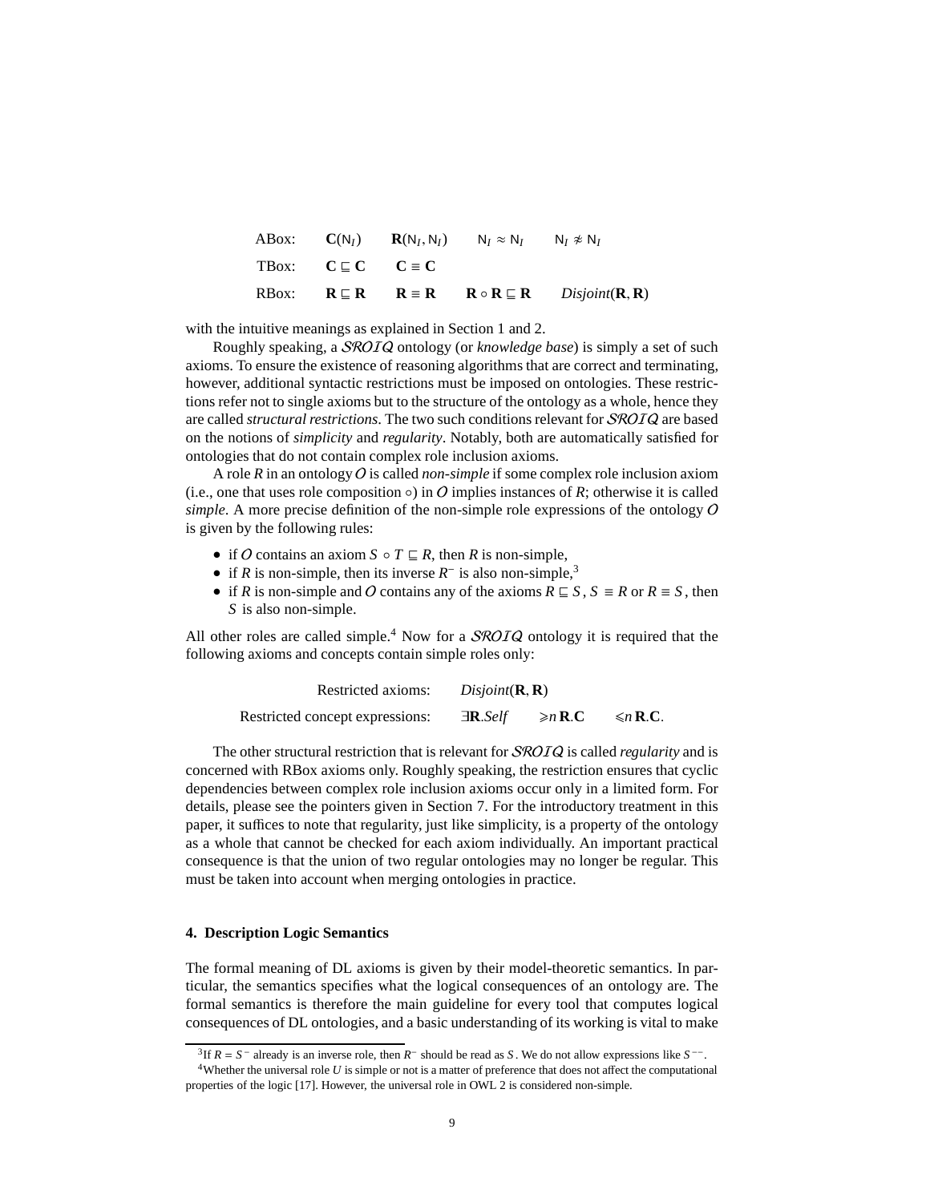| | | | | |
|---|---|---|---|---|
| ABox: | $\mathbf{C}(\mathsf{N}_I)$ | $\mathbf{R}(\mathsf{N}_I, \mathsf{N}_I)$ | $\mathsf{N}_I \approx \mathsf{N}_I$ | $\mathsf{N}_I \not\approx \mathsf{N}_I$ |
| TBox: | $\mathbf{C} \sqsubseteq \mathbf{C}$ | $\mathbf{C} \equiv \mathbf{C}$ | | |
| RBox: | $\mathbf{R} \sqsubseteq \mathbf{R}$ | $\mathbf{R} \equiv \mathbf{R}$ | $\mathbf{R} \circ \mathbf{R} \sqsubseteq \mathbf{R}$ | $\mathit{Disjoint}(\mathbf{R}, \mathbf{R})$ |

with the intuitive meanings as explained in Section 1 and 2.

Roughly speaking, a $\mathcal{SROIQ}$ ontology (or *knowledge base*) is simply a set of such axioms. To ensure the existence of reasoning algorithms that are correct and terminating, however, additional syntactic restrictions must be imposed on ontologies. These restrictions refer not to single axioms but to the structure of the ontology as a whole, hence they are called *structural restrictions*. The two such conditions relevant for $\mathcal{SROIQ}$ are based on the notions of *simplicity* and *regularity*. Notably, both are automatically satisfied for ontologies that do not contain complex role inclusion axioms.

A role $R$ in an ontology $\mathcal{O}$ is called *non-simple* if some complex role inclusion axiom (i.e., one that uses role composition $\circ$) in $\mathcal{O}$ implies instances of $R$; otherwise it is called *simple*. A more precise definition of the non-simple role expressions of the ontology $\mathcal{O}$ is given by the following rules:

- if $\mathcal{O}$ contains an axiom $S \circ T \sqsubseteq R$, then $R$ is non-simple,
- if $R$ is non-simple, then its inverse $R^-$ is also non-simple,[3]
- if $R$ is non-simple and $\mathcal{O}$ contains any of the axioms $R \sqsubseteq S$, $S \equiv R$ or $R \equiv S$, then $S$ is also non-simple.

All other roles are called simple.[4] Now for a $\mathcal{SROIQ}$ ontology it is required that the following axioms and concepts contain simple roles only:

| | | | |
|---|---|---|---|
| Restricted axioms: | $\mathit{Disjoint}(\mathbf{R}, \mathbf{R})$ | | |
| Restricted concept expressions: | $\exists \mathbf{R}.\mathit{Self}$ | $\geqslant n\, \mathbf{R}.\mathbf{C}$ | $\leqslant n\, \mathbf{R}.\mathbf{C}$. |

The other structural restriction that is relevant for $\mathcal{SROIQ}$ is called *regularity* and is concerned with RBox axioms only. Roughly speaking, the restriction ensures that cyclic dependencies between complex role inclusion axioms occur only in a limited form. For details, please see the pointers given in Section 7. For the introductory treatment in this paper, it suffices to note that regularity, just like simplicity, is a property of the ontology as a whole that cannot be checked for each axiom individually. An important practical consequence is that the union of two regular ontologies may no longer be regular. This must be taken into account when merging ontologies in practice.

## 4. Description Logic Semantics

The formal meaning of DL axioms is given by their model-theoretic semantics. In particular, the semantics specifies what the logical consequences of an ontology are. The formal semantics is therefore the main guideline for every tool that computes logical consequences of DL ontologies, and a basic understanding of its working is vital to make

---

[3] If $R = S^-$ already is an inverse role, then $R^-$ should be read as $S$. We do not allow expressions like $S^{--}$.

[4] Whether the universal role $U$ is simple or not is a matter of preference that does not affect the computational properties of the logic [17]. However, the universal role in OWL 2 is considered non-simple.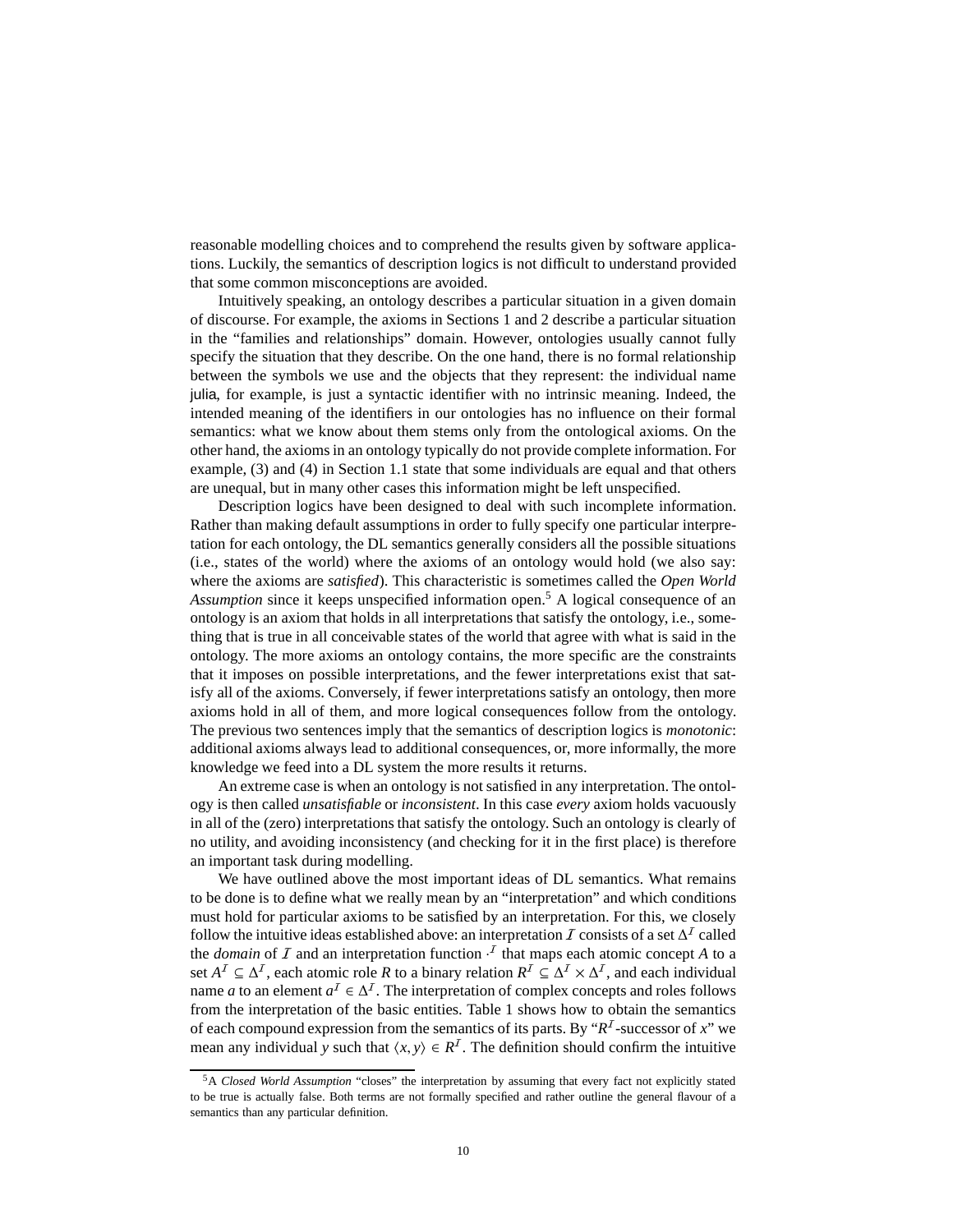reasonable modelling choices and to comprehend the results given by software applications. Luckily, the semantics of description logics is not difficult to understand provided that some common misconceptions are avoided.

Intuitively speaking, an ontology describes a particular situation in a given domain of discourse. For example, the axioms in Sections 1 and 2 describe a particular situation in the "families and relationships" domain. However, ontologies usually cannot fully specify the situation that they describe. On the one hand, there is no formal relationship between the symbols we use and the objects that they represent: the individual name julia, for example, is just a syntactic identifier with no intrinsic meaning. Indeed, the intended meaning of the identifiers in our ontologies has no influence on their formal semantics: what we know about them stems only from the ontological axioms. On the other hand, the axioms in an ontology typically do not provide complete information. For example, (3) and (4) in Section 1.1 state that some individuals are equal and that others are unequal, but in many other cases this information might be left unspecified.

Description logics have been designed to deal with such incomplete information. Rather than making default assumptions in order to fully specify one particular interpretation for each ontology, the DL semantics generally considers all the possible situations (i.e., states of the world) where the axioms of an ontology would hold (we also say: where the axioms are *satisfied*). This characteristic is sometimes called the *Open World Assumption* since it keeps unspecified information open.[5] A logical consequence of an ontology is an axiom that holds in all interpretations that satisfy the ontology, i.e., something that is true in all conceivable states of the world that agree with what is said in the ontology. The more axioms an ontology contains, the more specific are the constraints that it imposes on possible interpretations, and the fewer interpretations exist that satisfy all of the axioms. Conversely, if fewer interpretations satisfy an ontology, then more axioms hold in all of them, and more logical consequences follow from the ontology. The previous two sentences imply that the semantics of description logics is *monotonic*: additional axioms always lead to additional consequences, or, more informally, the more knowledge we feed into a DL system the more results it returns.

An extreme case is when an ontology is not satisfied in any interpretation. The ontology is then called *unsatisfiable* or *inconsistent*. In this case *every* axiom holds vacuously in all of the (zero) interpretations that satisfy the ontology. Such an ontology is clearly of no utility, and avoiding inconsistency (and checking for it in the first place) is therefore an important task during modelling.

We have outlined above the most important ideas of DL semantics. What remains to be done is to define what we really mean by an "interpretation" and which conditions must hold for particular axioms to be satisfied by an interpretation. For this, we closely follow the intuitive ideas established above: an interpretation $\mathcal{I}$ consists of a set $\Delta^{\mathcal{I}}$ called the *domain* of $\mathcal{I}$ and an interpretation function $\cdot^{\mathcal{I}}$ that maps each atomic concept $A$ to a set $A^{\mathcal{I}} \subseteq \Delta^{\mathcal{I}}$, each atomic role $R$ to a binary relation $R^{\mathcal{I}} \subseteq \Delta^{\mathcal{I}} \times \Delta^{\mathcal{I}}$, and each individual name $a$ to an element $a^{\mathcal{I}} \in \Delta^{\mathcal{I}}$. The interpretation of complex concepts and roles follows from the interpretation of the basic entities. Table 1 shows how to obtain the semantics of each compound expression from the semantics of its parts. By "$R^{\mathcal{I}}$-successor of $x$" we mean any individual $y$ such that $\langle x, y\rangle \in R^{\mathcal{I}}$. The definition should confirm the intuitive

[5] A *Closed World Assumption* "closes" the interpretation by assuming that every fact not explicitly stated to be true is actually false. Both terms are not formally specified and rather outline the general flavour of a semantics than any particular definition.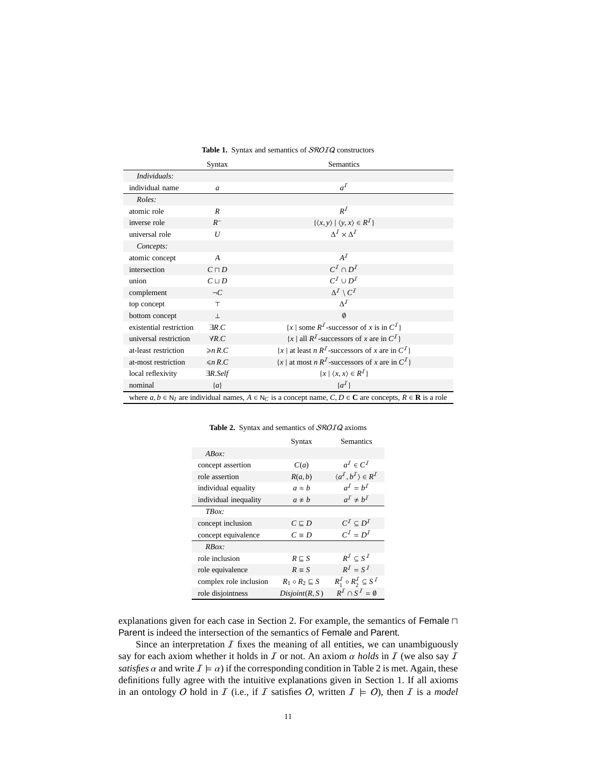**Table 1.** Syntax and semantics of $\mathcal{SROIQ}$ constructors

| | Syntax | Semantics |
|---|---|---|
| *Individuals:* | | |
| individual name | $a$ | $a^{\mathcal{I}}$ |
| *Roles:* | | |
| atomic role | $R$ | $R^{\mathcal{I}}$ |
| inverse role | $R^{-}$ | $\{\langle x, y\rangle \mid \langle y, x\rangle \in R^{\mathcal{I}}\}$ |
| universal role | $U$ | $\Delta^{\mathcal{I}} \times \Delta^{\mathcal{I}}$ |
| *Concepts:* | | |
| atomic concept | $A$ | $A^{\mathcal{I}}$ |
| intersection | $C \sqcap D$ | $C^{\mathcal{I}} \cap D^{\mathcal{I}}$ |
| union | $C \sqcup D$ | $C^{\mathcal{I}} \cup D^{\mathcal{I}}$ |
| complement | $\neg C$ | $\Delta^{\mathcal{I}} \setminus C^{\mathcal{I}}$ |
| top concept | $\top$ | $\Delta^{\mathcal{I}}$ |
| bottom concept | $\bot$ | $\emptyset$ |
| existential restriction | $\exists R.C$ | $\{x \mid$ some $R^{\mathcal{I}}$-successor of $x$ is in $C^{\mathcal{I}}\}$ |
| universal restriction | $\forall R.C$ | $\{x \mid$ all $R^{\mathcal{I}}$-successors of $x$ are in $C^{\mathcal{I}}\}$ |
| at-least restriction | $\geqslant n\, R.C$ | $\{x \mid$ at least $n$ $R^{\mathcal{I}}$-successors of $x$ are in $C^{\mathcal{I}}\}$ |
| at-most restriction | $\leqslant n\, R.C$ | $\{x \mid$ at most $n$ $R^{\mathcal{I}}$-successors of $x$ are in $C^{\mathcal{I}}\}$ |
| local reflexivity | $\exists R.\mathit{Self}$ | $\{x \mid \langle x, x\rangle \in R^{\mathcal{I}}\}$ |
| nominal | $\{a\}$ | $\{a^{\mathcal{I}}\}$ |

where $a, b \in \mathsf{N}_I$ are individual names, $A \in \mathsf{N}_C$ is a concept name, $C, D \in \mathbf{C}$ are concepts, $R \in \mathbf{R}$ is a role

**Table 2.** Syntax and semantics of $\mathcal{SROIQ}$ axioms

| | Syntax | Semantics |
|---|---|---|
| *ABox:* | | |
| concept assertion | $C(a)$ | $a^{\mathcal{I}} \in C^{\mathcal{I}}$ |
| role assertion | $R(a, b)$ | $\langle a^{\mathcal{I}}, b^{\mathcal{I}}\rangle \in R^{\mathcal{I}}$ |
| individual equality | $a \approx b$ | $a^{\mathcal{I}} = b^{\mathcal{I}}$ |
| individual inequality | $a \not\approx b$ | $a^{\mathcal{I}} \neq b^{\mathcal{I}}$ |
| *TBox:* | | |
| concept inclusion | $C \sqsubseteq D$ | $C^{\mathcal{I}} \subseteq D^{\mathcal{I}}$ |
| concept equivalence | $C \equiv D$ | $C^{\mathcal{I}} = D^{\mathcal{I}}$ |
| *RBox:* | | |
| role inclusion | $R \sqsubseteq S$ | $R^{\mathcal{I}} \subseteq S^{\mathcal{I}}$ |
| role equivalence | $R \equiv S$ | $R^{\mathcal{I}} = S^{\mathcal{I}}$ |
| complex role inclusion | $R_1 \circ R_2 \sqsubseteq S$ | $R_1^{\mathcal{I}} \circ R_2^{\mathcal{I}} \subseteq S^{\mathcal{I}}$ |
| role disjointness | $\mathit{Disjoint}(R, S)$ | $R^{\mathcal{I}} \cap S^{\mathcal{I}} = \emptyset$ |

explanations given for each case in Section 2. For example, the semantics of $\mathsf{Female} \sqcap \mathsf{Parent}$ is indeed the intersection of the semantics of $\mathsf{Female}$ and $\mathsf{Parent}$.

Since an interpretation $\mathcal{I}$ fixes the meaning of all entities, we can unambiguously say for each axiom whether it holds in $\mathcal{I}$ or not. An axiom $\alpha$ *holds* in $\mathcal{I}$ (we also say $\mathcal{I}$ *satisfies* $\alpha$ and write $\mathcal{I} \models \alpha$) if the corresponding condition in Table 2 is met. Again, these definitions fully agree with the intuitive explanations given in Section 1. If all axioms in an ontology $\mathcal{O}$ hold in $\mathcal{I}$ (i.e., if $\mathcal{I}$ satisfies $\mathcal{O}$, written $\mathcal{I} \models \mathcal{O}$), then $\mathcal{I}$ is a *model*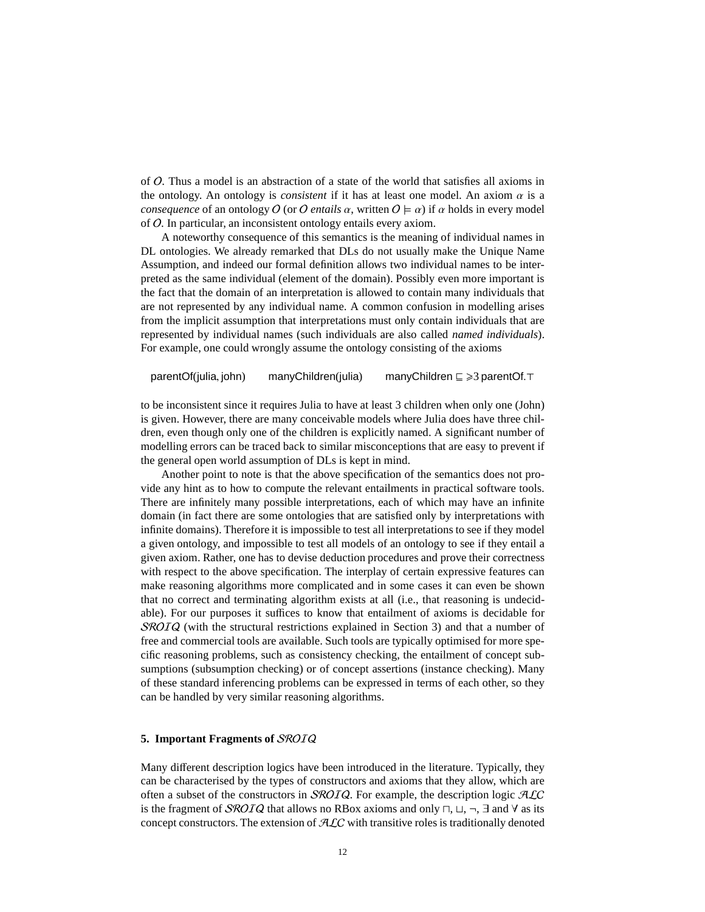of $\mathcal{O}$. Thus a model is an abstraction of a state of the world that satisfies all axioms in the ontology. An ontology is *consistent* if it has at least one model. An axiom $\alpha$ is a *consequence* of an ontology $\mathcal{O}$ (or $\mathcal{O}$ *entails* $\alpha$, written $\mathcal{O} \models \alpha$) if $\alpha$ holds in every model of $\mathcal{O}$. In particular, an inconsistent ontology entails every axiom.

A noteworthy consequence of this semantics is the meaning of individual names in DL ontologies. We already remarked that DLs do not usually make the Unique Name Assumption, and indeed our formal definition allows two individual names to be interpreted as the same individual (element of the domain). Possibly even more important is the fact that the domain of an interpretation is allowed to contain many individuals that are not represented by any individual name. A common confusion in modelling arises from the implicit assumption that interpretations must only contain individuals that are represented by individual names (such individuals are also called *named individuals*). For example, one could wrongly assume the ontology consisting of the axioms

$$\mathsf{parentOf(julia, john)} \qquad \mathsf{manyChildren(julia)} \qquad \mathsf{manyChildren} \sqsubseteq \geqslant 3\, \mathsf{parentOf}.\top$$

to be inconsistent since it requires Julia to have at least 3 children when only one (John) is given. However, there are many conceivable models where Julia does have three children, even though only one of the children is explicitly named. A significant number of modelling errors can be traced back to similar misconceptions that are easy to prevent if the general open world assumption of DLs is kept in mind.

Another point to note is that the above specification of the semantics does not provide any hint as to how to compute the relevant entailments in practical software tools. There are infinitely many possible interpretations, each of which may have an infinite domain (in fact there are some ontologies that are satisfied only by interpretations with infinite domains). Therefore it is impossible to test all interpretations to see if they model a given ontology, and impossible to test all models of an ontology to see if they entail a given axiom. Rather, one has to devise deduction procedures and prove their correctness with respect to the above specification. The interplay of certain expressive features can make reasoning algorithms more complicated and in some cases it can even be shown that no correct and terminating algorithm exists at all (i.e., that reasoning is undecidable). For our purposes it suffices to know that entailment of axioms is decidable for $\mathcal{SROIQ}$ (with the structural restrictions explained in Section 3) and that a number of free and commercial tools are available. Such tools are typically optimised for more specific reasoning problems, such as consistency checking, the entailment of concept subsumptions (subsumption checking) or of concept assertions (instance checking). Many of these standard inferencing problems can be expressed in terms of each other, so they can be handled by very similar reasoning algorithms.

## 5. Important Fragments of $\mathcal{SROIQ}$

Many different description logics have been introduced in the literature. Typically, they can be characterised by the types of constructors and axioms that they allow, which are often a subset of the constructors in $\mathcal{SROIQ}$. For example, the description logic $\mathcal{ALC}$ is the fragment of $\mathcal{SROIQ}$ that allows no RBox axioms and only $\sqcap$, $\sqcup$, $\neg$, $\exists$ and $\forall$ as its concept constructors. The extension of $\mathcal{ALC}$ with transitive roles is traditionally denoted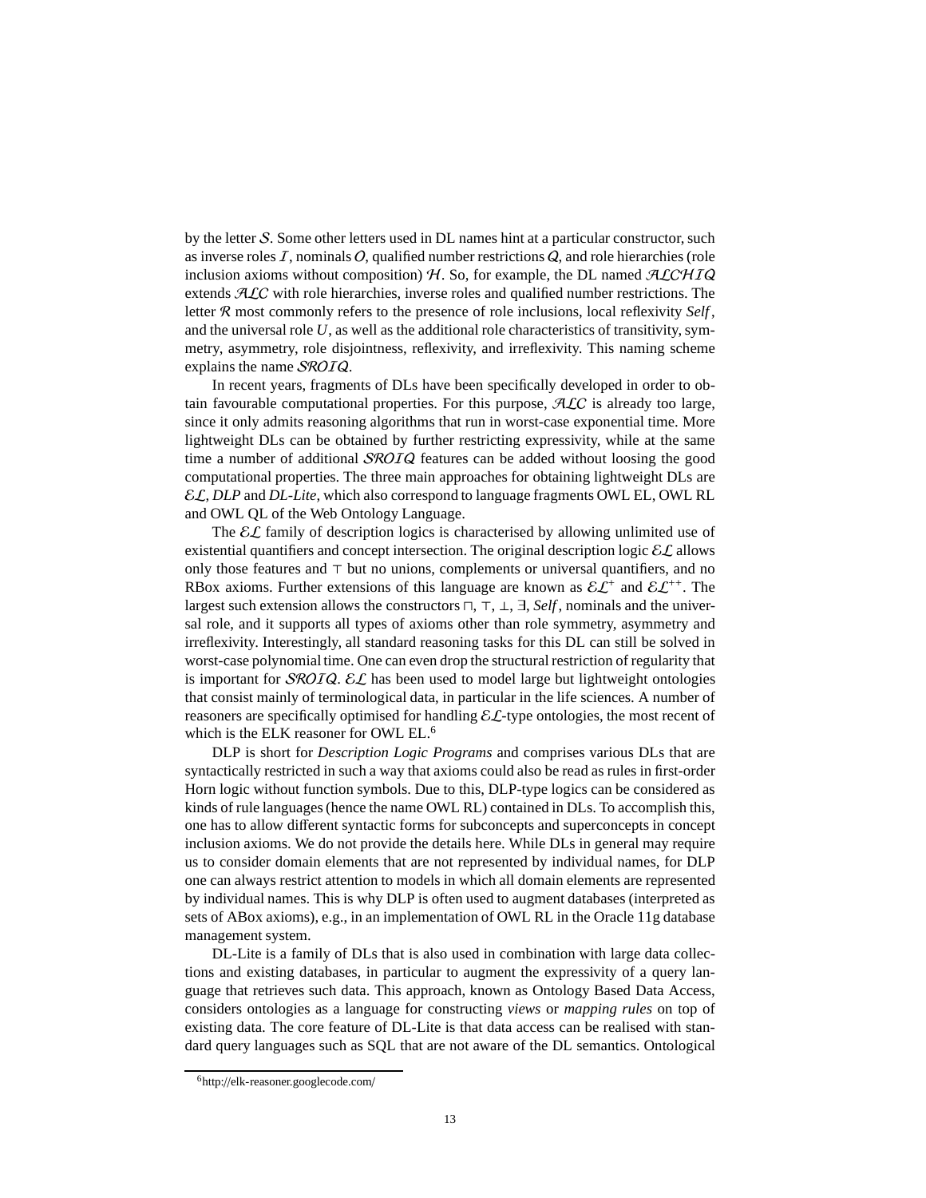by the letter $\mathcal{S}$. Some other letters used in DL names hint at a particular constructor, such as inverse roles $\mathcal{I}$, nominals $\mathcal{O}$, qualified number restrictions $\mathcal{Q}$, and role hierarchies (role inclusion axioms without composition) $\mathcal{H}$. So, for example, the DL named $\mathcal{ALCHIQ}$ extends $\mathcal{ALC}$ with role hierarchies, inverse roles and qualified number restrictions. The letter $\mathcal{R}$ most commonly refers to the presence of role inclusions, local reflexivity *Self*, and the universal role $U$, as well as the additional role characteristics of transitivity, symmetry, asymmetry, role disjointness, reflexivity, and irreflexivity. This naming scheme explains the name $\mathcal{SROIQ}$.

In recent years, fragments of DLs have been specifically developed in order to obtain favourable computational properties. For this purpose, $\mathcal{ALC}$ is already too large, since it only admits reasoning algorithms that run in worst-case exponential time. More lightweight DLs can be obtained by further restricting expressivity, while at the same time a number of additional $\mathcal{SROIQ}$ features can be added without loosing the good computational properties. The three main approaches for obtaining lightweight DLs are $\mathcal{EL}$, *DLP* and *DL-Lite*, which also correspond to language fragments OWL EL, OWL RL and OWL QL of the Web Ontology Language.

The $\mathcal{EL}$ family of description logics is characterised by allowing unlimited use of existential quantifiers and concept intersection. The original description logic $\mathcal{EL}$ allows only those features and $\top$ but no unions, complements or universal quantifiers, and no RBox axioms. Further extensions of this language are known as $\mathcal{EL}^{+}$ and $\mathcal{EL}^{++}$. The largest such extension allows the constructors $\sqcap$, $\top$, $\bot$, $\exists$, *Self*, nominals and the universal role, and it supports all types of axioms other than role symmetry, asymmetry and irreflexivity. Interestingly, all standard reasoning tasks for this DL can still be solved in worst-case polynomial time. One can even drop the structural restriction of regularity that is important for $\mathcal{SROIQ}$. $\mathcal{EL}$ has been used to model large but lightweight ontologies that consist mainly of terminological data, in particular in the life sciences. A number of reasoners are specifically optimised for handling $\mathcal{EL}$-type ontologies, the most recent of which is the ELK reasoner for OWL EL.[6]

DLP is short for *Description Logic Programs* and comprises various DLs that are syntactically restricted in such a way that axioms could also be read as rules in first-order Horn logic without function symbols. Due to this, DLP-type logics can be considered as kinds of rule languages (hence the name OWL RL) contained in DLs. To accomplish this, one has to allow different syntactic forms for subconcepts and superconcepts in concept inclusion axioms. We do not provide the details here. While DLs in general may require us to consider domain elements that are not represented by individual names, for DLP one can always restrict attention to models in which all domain elements are represented by individual names. This is why DLP is often used to augment databases (interpreted as sets of ABox axioms), e.g., in an implementation of OWL RL in the Oracle 11g database management system.

DL-Lite is a family of DLs that is also used in combination with large data collections and existing databases, in particular to augment the expressivity of a query language that retrieves such data. This approach, known as Ontology Based Data Access, considers ontologies as a language for constructing *views* or *mapping rules* on top of existing data. The core feature of DL-Lite is that data access can be realised with standard query languages such as SQL that are not aware of the DL semantics. Ontological

[6] http://elk-reasoner.googlecode.com/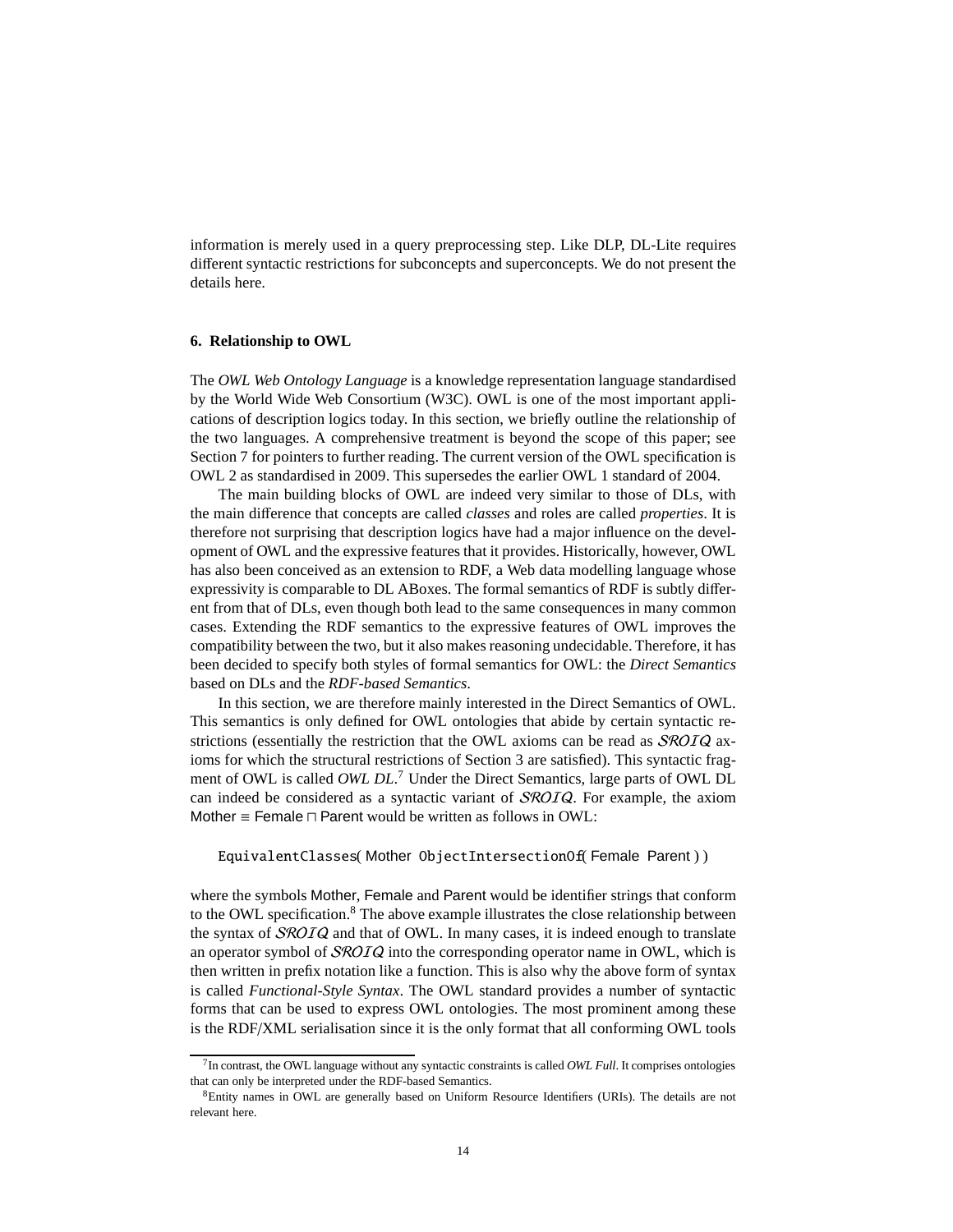information is merely used in a query preprocessing step. Like DLP, DL-Lite requires different syntactic restrictions for subconcepts and superconcepts. We do not present the details here.

## 6. Relationship to OWL

The *OWL Web Ontology Language* is a knowledge representation language standardised by the World Wide Web Consortium (W3C). OWL is one of the most important applications of description logics today. In this section, we briefly outline the relationship of the two languages. A comprehensive treatment is beyond the scope of this paper; see Section 7 for pointers to further reading. The current version of the OWL specification is OWL 2 as standardised in 2009. This supersedes the earlier OWL 1 standard of 2004.

The main building blocks of OWL are indeed very similar to those of DLs, with the main difference that concepts are called *classes* and roles are called *properties*. It is therefore not surprising that description logics have had a major influence on the development of OWL and the expressive features that it provides. Historically, however, OWL has also been conceived as an extension to RDF, a Web data modelling language whose expressivity is comparable to DL ABoxes. The formal semantics of RDF is subtly different from that of DLs, even though both lead to the same consequences in many common cases. Extending the RDF semantics to the expressive features of OWL improves the compatibility between the two, but it also makes reasoning undecidable. Therefore, it has been decided to specify both styles of formal semantics for OWL: the *Direct Semantics* based on DLs and the *RDF-based Semantics*.

In this section, we are therefore mainly interested in the Direct Semantics of OWL. This semantics is only defined for OWL ontologies that abide by certain syntactic restrictions (essentially the restriction that the OWL axioms can be read as $\mathcal{SROIQ}$ axioms for which the structural restrictions of Section 3 are satisfied). This syntactic fragment of OWL is called *OWL DL*.[7] Under the Direct Semantics, large parts of OWL DL can indeed be considered as a syntactic variant of $\mathcal{SROIQ}$. For example, the axiom $\mathsf{Mother} \equiv \mathsf{Female} \sqcap \mathsf{Parent}$ would be written as follows in OWL:

```
EquivalentClasses( Mother ObjectIntersectionOf( Female Parent ) )
```

where the symbols Mother, Female and Parent would be identifier strings that conform to the OWL specification.[8] The above example illustrates the close relationship between the syntax of $\mathcal{SROIQ}$ and that of OWL. In many cases, it is indeed enough to translate an operator symbol of $\mathcal{SROIQ}$ into the corresponding operator name in OWL, which is then written in prefix notation like a function. This is also why the above form of syntax is called *Functional-Style Syntax*. The OWL standard provides a number of syntactic forms that can be used to express OWL ontologies. The most prominent among these is the RDF/XML serialisation since it is the only format that all conforming OWL tools

[7] In contrast, the OWL language without any syntactic constraints is called *OWL Full*. It comprises ontologies that can only be interpreted under the RDF-based Semantics.

[8] Entity names in OWL are generally based on Uniform Resource Identifiers (URIs). The details are not relevant here.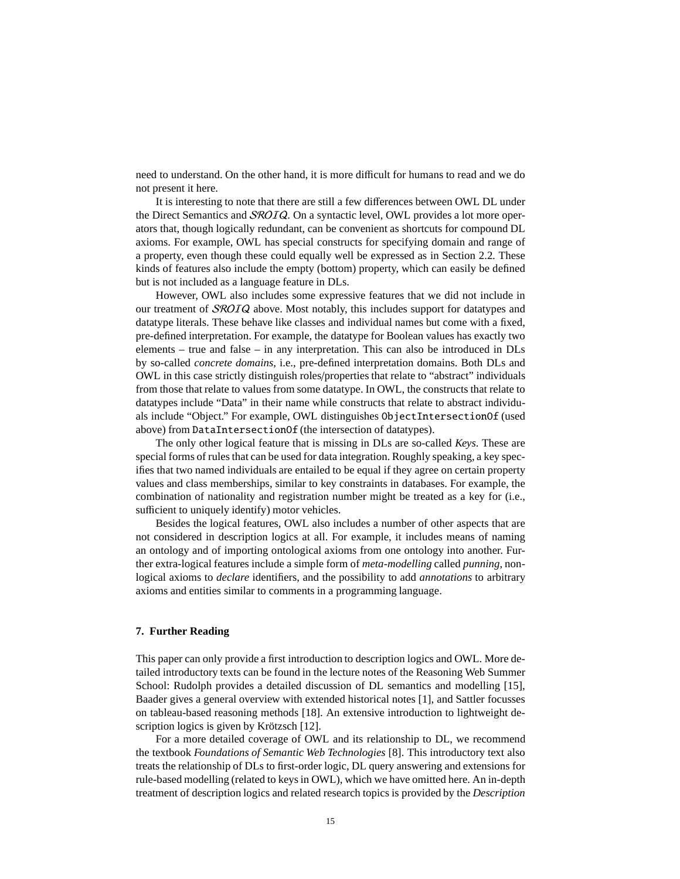need to understand. On the other hand, it is more difficult for humans to read and we do not present it here.

It is interesting to note that there are still a few differences between OWL DL under the Direct Semantics and $\mathcal{SROIQ}$. On a syntactic level, OWL provides a lot more operators that, though logically redundant, can be convenient as shortcuts for compound DL axioms. For example, OWL has special constructs for specifying domain and range of a property, even though these could equally well be expressed as in Section 2.2. These kinds of features also include the empty (bottom) property, which can easily be defined but is not included as a language feature in DLs.

However, OWL also includes some expressive features that we did not include in our treatment of $\mathcal{SROIQ}$ above. Most notably, this includes support for datatypes and datatype literals. These behave like classes and individual names but come with a fixed, pre-defined interpretation. For example, the datatype for Boolean values has exactly two elements – true and false – in any interpretation. This can also be introduced in DLs by so-called *concrete domains*, i.e., pre-defined interpretation domains. Both DLs and OWL in this case strictly distinguish roles/properties that relate to "abstract" individuals from those that relate to values from some datatype. In OWL, the constructs that relate to datatypes include "Data" in their name while constructs that relate to abstract individuals include "Object." For example, OWL distinguishes `ObjectIntersectionOf` (used above) from `DataIntersectionOf` (the intersection of datatypes).

The only other logical feature that is missing in DLs are so-called *Keys*. These are special forms of rules that can be used for data integration. Roughly speaking, a key specifies that two named individuals are entailed to be equal if they agree on certain property values and class memberships, similar to key constraints in databases. For example, the combination of nationality and registration number might be treated as a key for (i.e., sufficient to uniquely identify) motor vehicles.

Besides the logical features, OWL also includes a number of other aspects that are not considered in description logics at all. For example, it includes means of naming an ontology and of importing ontological axioms from one ontology into another. Further extra-logical features include a simple form of *meta-modelling* called *punning*, non-logical axioms to *declare* identifiers, and the possibility to add *annotations* to arbitrary axioms and entities similar to comments in a programming language.

## 7. Further Reading

This paper can only provide a first introduction to description logics and OWL. More detailed introductory texts can be found in the lecture notes of the Reasoning Web Summer School: Rudolph provides a detailed discussion of DL semantics and modelling [15], Baader gives a general overview with extended historical notes [1], and Sattler focusses on tableau-based reasoning methods [18]. An extensive introduction to lightweight description logics is given by Krötzsch [12].

For a more detailed coverage of OWL and its relationship to DL, we recommend the textbook *Foundations of Semantic Web Technologies* [8]. This introductory text also treats the relationship of DLs to first-order logic, DL query answering and extensions for rule-based modelling (related to keys in OWL), which we have omitted here. An in-depth treatment of description logics and related research topics is provided by the *Description*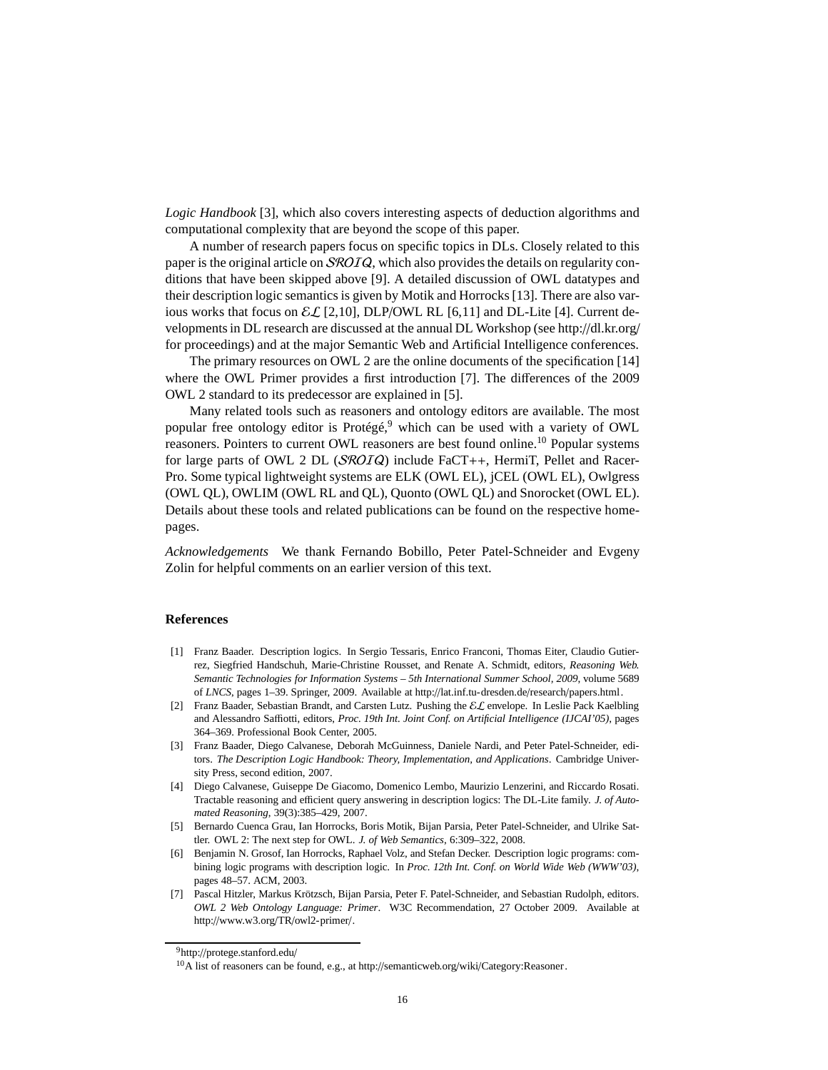*Logic Handbook* [3], which also covers interesting aspects of deduction algorithms and computational complexity that are beyond the scope of this paper.

A number of research papers focus on specific topics in DLs. Closely related to this paper is the original article on $\mathcal{SROIQ}$, which also provides the details on regularity conditions that have been skipped above [9]. A detailed discussion of OWL datatypes and their description logic semantics is given by Motik and Horrocks [13]. There are also various works that focus on $\mathcal{EL}$ [2,10], DLP/OWL RL [6,11] and DL-Lite [4]. Current developments in DL research are discussed at the annual DL Workshop (see http://dl.kr.org/ for proceedings) and at the major Semantic Web and Artificial Intelligence conferences.

The primary resources on OWL 2 are the online documents of the specification [14] where the OWL Primer provides a first introduction [7]. The differences of the 2009 OWL 2 standard to its predecessor are explained in [5].

Many related tools such as reasoners and ontology editors are available. The most popular free ontology editor is Protégé,[9] which can be used with a variety of OWL reasoners. Pointers to current OWL reasoners are best found online.[10] Popular systems for large parts of OWL 2 DL ($\mathcal{SROIQ}$) include FaCT++, HermiT, Pellet and RacerPro. Some typical lightweight systems are ELK (OWL EL), jCEL (OWL EL), Owlgress (OWL QL), OWLIM (OWL RL and QL), Quonto (OWL QL) and Snorocket (OWL EL). Details about these tools and related publications can be found on the respective homepages.

*Acknowledgements* We thank Fernando Bobillo, Peter Patel-Schneider and Evgeny Zolin for helpful comments on an earlier version of this text.

## References

[1] Franz Baader. Description logics. In Sergio Tessaris, Enrico Franconi, Thomas Eiter, Claudio Gutierrez, Siegfried Handschuh, Marie-Christine Rousset, and Renate A. Schmidt, editors, *Reasoning Web. Semantic Technologies for Information Systems – 5th International Summer School, 2009*, volume 5689 of *LNCS*, pages 1–39. Springer, 2009. Available at http://lat.inf.tu-dresden.de/research/papers.html.

[2] Franz Baader, Sebastian Brandt, and Carsten Lutz. Pushing the $\mathcal{EL}$ envelope. In Leslie Pack Kaelbling and Alessandro Saffiotti, editors, *Proc. 19th Int. Joint Conf. on Artificial Intelligence (IJCAI'05)*, pages 364–369. Professional Book Center, 2005.

[3] Franz Baader, Diego Calvanese, Deborah McGuinness, Daniele Nardi, and Peter Patel-Schneider, editors. *The Description Logic Handbook: Theory, Implementation, and Applications*. Cambridge University Press, second edition, 2007.

[4] Diego Calvanese, Guiseppe De Giacomo, Domenico Lembo, Maurizio Lenzerini, and Riccardo Rosati. Tractable reasoning and efficient query answering in description logics: The DL-Lite family. *J. of Automated Reasoning*, 39(3):385–429, 2007.

[5] Bernardo Cuenca Grau, Ian Horrocks, Boris Motik, Bijan Parsia, Peter Patel-Schneider, and Ulrike Sattler. OWL 2: The next step for OWL. *J. of Web Semantics*, 6:309–322, 2008.

[6] Benjamin N. Grosof, Ian Horrocks, Raphael Volz, and Stefan Decker. Description logic programs: combining logic programs with description logic. In *Proc. 12th Int. Conf. on World Wide Web (WWW'03)*, pages 48–57. ACM, 2003.

[7] Pascal Hitzler, Markus Krötzsch, Bijan Parsia, Peter F. Patel-Schneider, and Sebastian Rudolph, editors. *OWL 2 Web Ontology Language: Primer*. W3C Recommendation, 27 October 2009. Available at http://www.w3.org/TR/owl2-primer/.

[9] http://protege.stanford.edu/

[10] A list of reasoners can be found, e.g., at http://semanticweb.org/wiki/Category:Reasoner.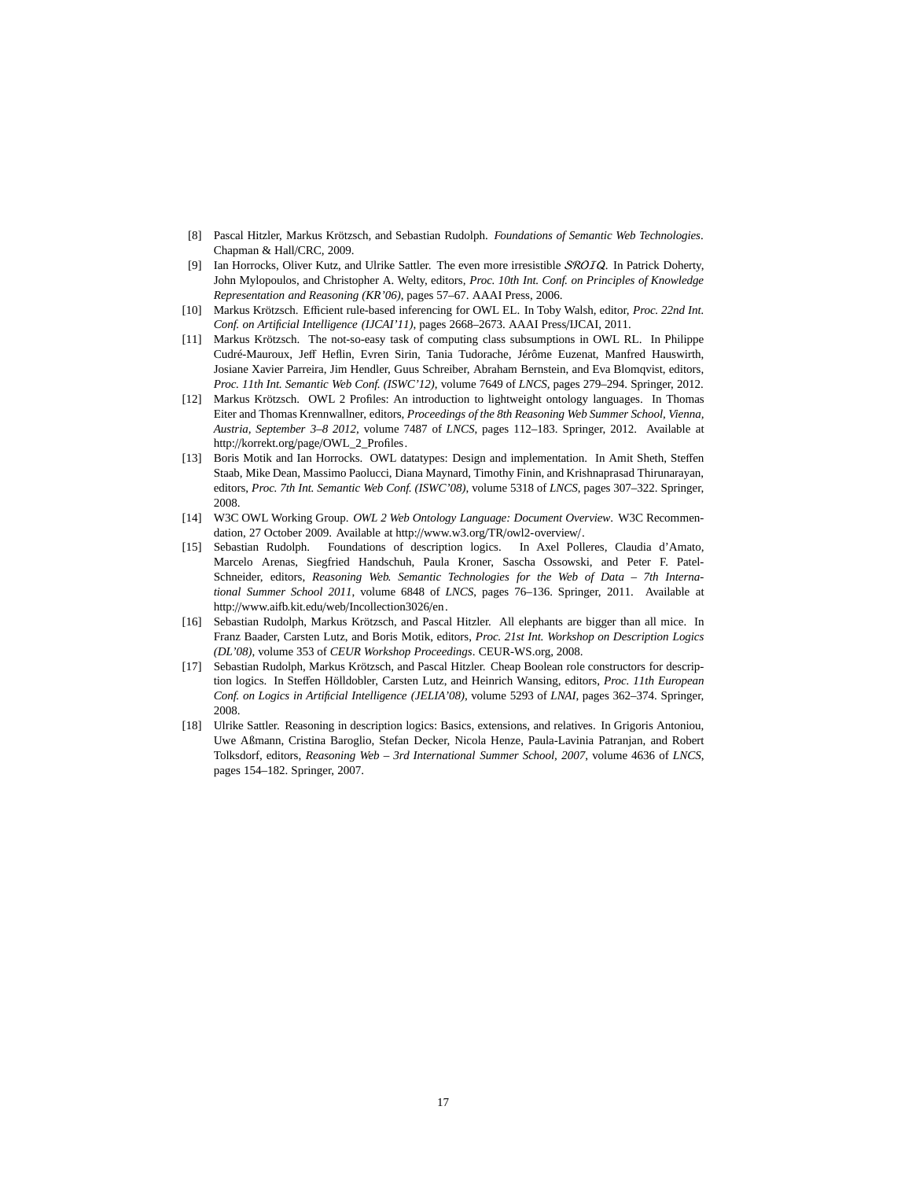[8] Pascal Hitzler, Markus Krötzsch, and Sebastian Rudolph. *Foundations of Semantic Web Technologies*. Chapman & Hall/CRC, 2009.

[9] Ian Horrocks, Oliver Kutz, and Ulrike Sattler. The even more irresistible $\mathcal{SROIQ}$. In Patrick Doherty, John Mylopoulos, and Christopher A. Welty, editors, *Proc. 10th Int. Conf. on Principles of Knowledge Representation and Reasoning (KR'06)*, pages 57–67. AAAI Press, 2006.

[10] Markus Krötzsch. Efficient rule-based inferencing for OWL EL. In Toby Walsh, editor, *Proc. 22nd Int. Conf. on Artificial Intelligence (IJCAI'11)*, pages 2668–2673. AAAI Press/IJCAI, 2011.

[11] Markus Krötzsch. The not-so-easy task of computing class subsumptions in OWL RL. In Philippe Cudré-Mauroux, Jeff Heflin, Evren Sirin, Tania Tudorache, Jérôme Euzenat, Manfred Hauswirth, Josiane Xavier Parreira, Jim Hendler, Guus Schreiber, Abraham Bernstein, and Eva Blomqvist, editors, *Proc. 11th Int. Semantic Web Conf. (ISWC'12)*, volume 7649 of *LNCS*, pages 279–294. Springer, 2012.

[12] Markus Krötzsch. OWL 2 Profiles: An introduction to lightweight ontology languages. In Thomas Eiter and Thomas Krennwallner, editors, *Proceedings of the 8th Reasoning Web Summer School, Vienna, Austria, September 3–8 2012*, volume 7487 of *LNCS*, pages 112–183. Springer, 2012. Available at http://korrekt.org/page/OWL_2_Profiles.

[13] Boris Motik and Ian Horrocks. OWL datatypes: Design and implementation. In Amit Sheth, Steffen Staab, Mike Dean, Massimo Paolucci, Diana Maynard, Timothy Finin, and Krishnaprasad Thirunarayan, editors, *Proc. 7th Int. Semantic Web Conf. (ISWC'08)*, volume 5318 of *LNCS*, pages 307–322. Springer, 2008.

[14] W3C OWL Working Group. *OWL 2 Web Ontology Language: Document Overview*. W3C Recommendation, 27 October 2009. Available at http://www.w3.org/TR/owl2-overview/.

[15] Sebastian Rudolph. Foundations of description logics. In Axel Polleres, Claudia d'Amato, Marcelo Arenas, Siegfried Handschuh, Paula Kroner, Sascha Ossowski, and Peter F. Patel-Schneider, editors, *Reasoning Web. Semantic Technologies for the Web of Data – 7th International Summer School 2011*, volume 6848 of *LNCS*, pages 76–136. Springer, 2011. Available at http://www.aifb.kit.edu/web/Incollection3026/en.

[16] Sebastian Rudolph, Markus Krötzsch, and Pascal Hitzler. All elephants are bigger than all mice. In Franz Baader, Carsten Lutz, and Boris Motik, editors, *Proc. 21st Int. Workshop on Description Logics (DL'08)*, volume 353 of *CEUR Workshop Proceedings*. CEUR-WS.org, 2008.

[17] Sebastian Rudolph, Markus Krötzsch, and Pascal Hitzler. Cheap Boolean role constructors for description logics. In Steffen Hölldobler, Carsten Lutz, and Heinrich Wansing, editors, *Proc. 11th European Conf. on Logics in Artificial Intelligence (JELIA'08)*, volume 5293 of *LNAI*, pages 362–374. Springer, 2008.

[18] Ulrike Sattler. Reasoning in description logics: Basics, extensions, and relatives. In Grigoris Antoniou, Uwe Aßmann, Cristina Baroglio, Stefan Decker, Nicola Henze, Paula-Lavinia Patranjan, and Robert Tolksdorf, editors, *Reasoning Web – 3rd International Summer School, 2007*, volume 4636 of *LNCS*, pages 154–182. Springer, 2007.